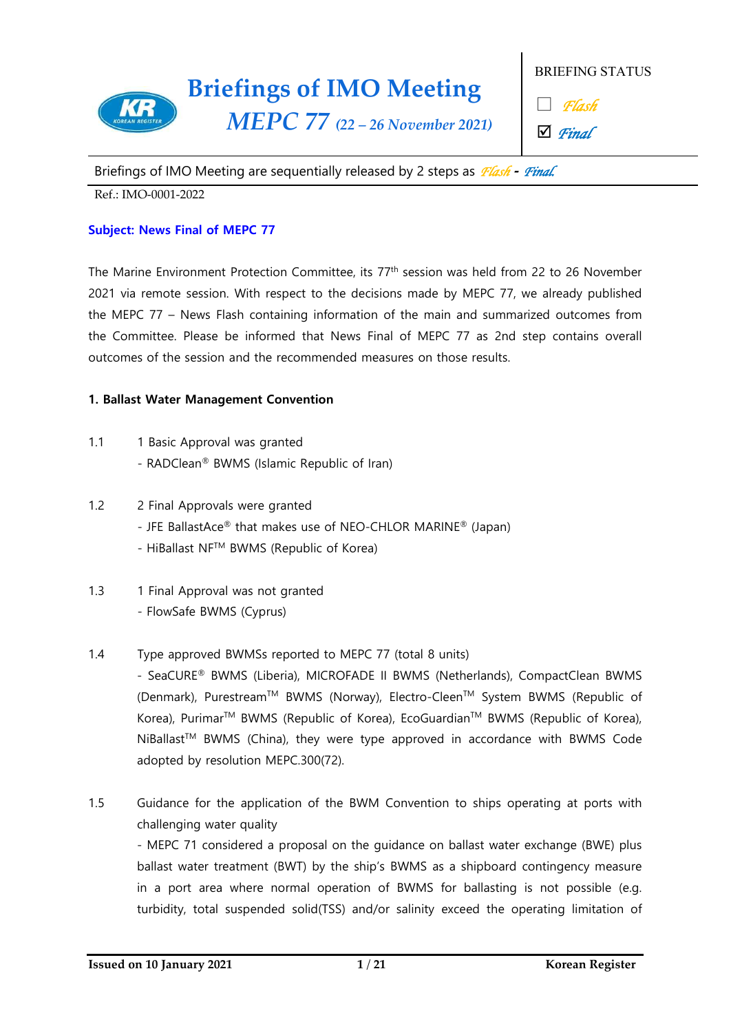# Briefings of IMO Meeting

## *MEPC 77 (22 – 26 November 2021)*

BRIEFING STATUS

☐ *Flash*

☑ *Final*

Briefings of IMO Meeting are sequentially released by 2 steps as *Flash* - *Final*

Ref.: IMO-0001-2022

**Subject: News Final of MEPC 77**

The Marine Environment Protection Committee, its 77th session was held from 22 to 26 November 2021 via remote session. With respect to the decisions made by MEPC 77, we already published the MEPC 77 – News Flash containing information of the main and summarized outcomes from the Committee. Please be informed that News Final of MEPC 77 as 2nd step contains overall outcomes of the session and the recommended measures on those results.

**1. Ballast Water Management Convention**

1.1 1 Basic Approval was granted
- RADClean® BWMS (Islamic Republic of Iran)

1.2 2 Final Approvals were granted
- JFE BallastAce® that makes use of NEO-CHLOR MARINE® (Japan)
- HiBallast NF™ BWMS (Republic of Korea)

1.3 1 Final Approval was not granted
- FlowSafe BWMS (Cyprus)

1.4 Type approved BWMSs reported to MEPC 77 (total 8 units)
- SeaCURE® BWMS (Liberia), MICROFADE II BWMS (Netherlands), CompactClean BWMS (Denmark), Purestream™ BWMS (Norway), Electro-Cleen™ System BWMS (Republic of Korea), Purimar™ BWMS (Republic of Korea), EcoGuardian™ BWMS (Republic of Korea), NiBallast™ BWMS (China), they were type approved in accordance with BWMS Code adopted by resolution MEPC.300(72).

1.5 Guidance for the application of the BWM Convention to ships operating at ports with challenging water quality
- MEPC 71 considered a proposal on the guidance on ballast water exchange (BWE) plus ballast water treatment (BWT) by the ship's BWMS as a shipboard contingency measure in a port area where normal operation of BWMS for ballasting is not possible (e.g. turbidity, total suspended solid(TSS) and/or salinity exceed the operating limitation of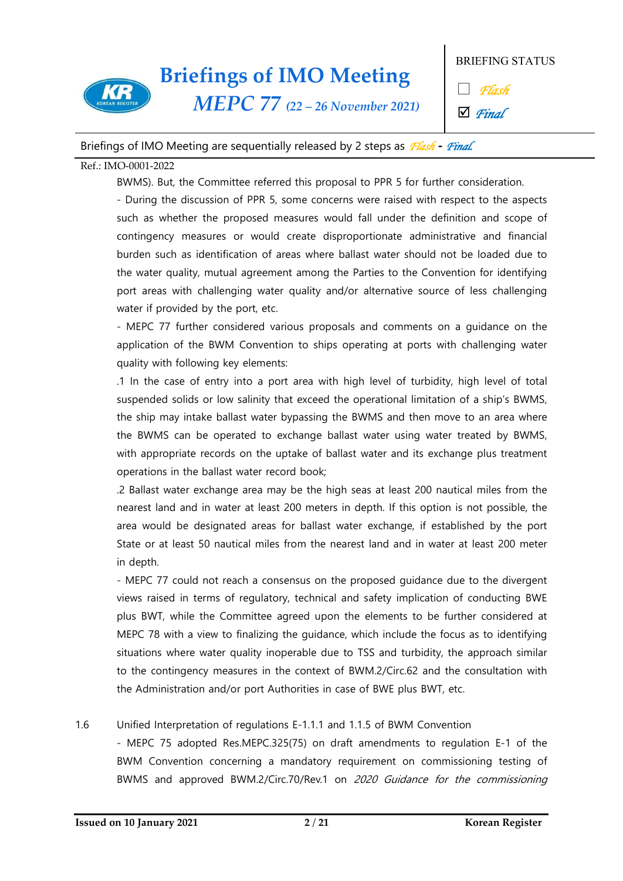BWMS). But, the Committee referred this proposal to PPR 5 for further consideration.

- During the discussion of PPR 5, some concerns were raised with respect to the aspects such as whether the proposed measures would fall under the definition and scope of contingency measures or would create disproportionate administrative and financial burden such as identification of areas where ballast water should not be loaded due to the water quality, mutual agreement among the Parties to the Convention for identifying port areas with challenging water quality and/or alternative source of less challenging water if provided by the port, etc.

- MEPC 77 further considered various proposals and comments on a guidance on the application of the BWM Convention to ships operating at ports with challenging water quality with following key elements:

.1 In the case of entry into a port area with high level of turbidity, high level of total suspended solids or low salinity that exceed the operational limitation of a ship's BWMS, the ship may intake ballast water bypassing the BWMS and then move to an area where the BWMS can be operated to exchange ballast water using water treated by BWMS, with appropriate records on the uptake of ballast water and its exchange plus treatment operations in the ballast water record book;

.2 Ballast water exchange area may be the high seas at least 200 nautical miles from the nearest land and in water at least 200 meters in depth. If this option is not possible, the area would be designated areas for ballast water exchange, if established by the port State or at least 50 nautical miles from the nearest land and in water at least 200 meter in depth.

- MEPC 77 could not reach a consensus on the proposed guidance due to the divergent views raised in terms of regulatory, technical and safety implication of conducting BWE plus BWT, while the Committee agreed upon the elements to be further considered at MEPC 78 with a view to finalizing the guidance, which include the focus as to identifying situations where water quality inoperable due to TSS and turbidity, the approach similar to the contingency measures in the context of BWM.2/Circ.62 and the consultation with the Administration and/or port Authorities in case of BWE plus BWT, etc.

1.6 Unified Interpretation of regulations E-1.1.1 and 1.1.5 of BWM Convention

- MEPC 75 adopted Res.MEPC.325(75) on draft amendments to regulation E-1 of the BWM Convention concerning a mandatory requirement on commissioning testing of BWMS and approved BWM.2/Circ.70/Rev.1 on *2020 Guidance for the commissioning*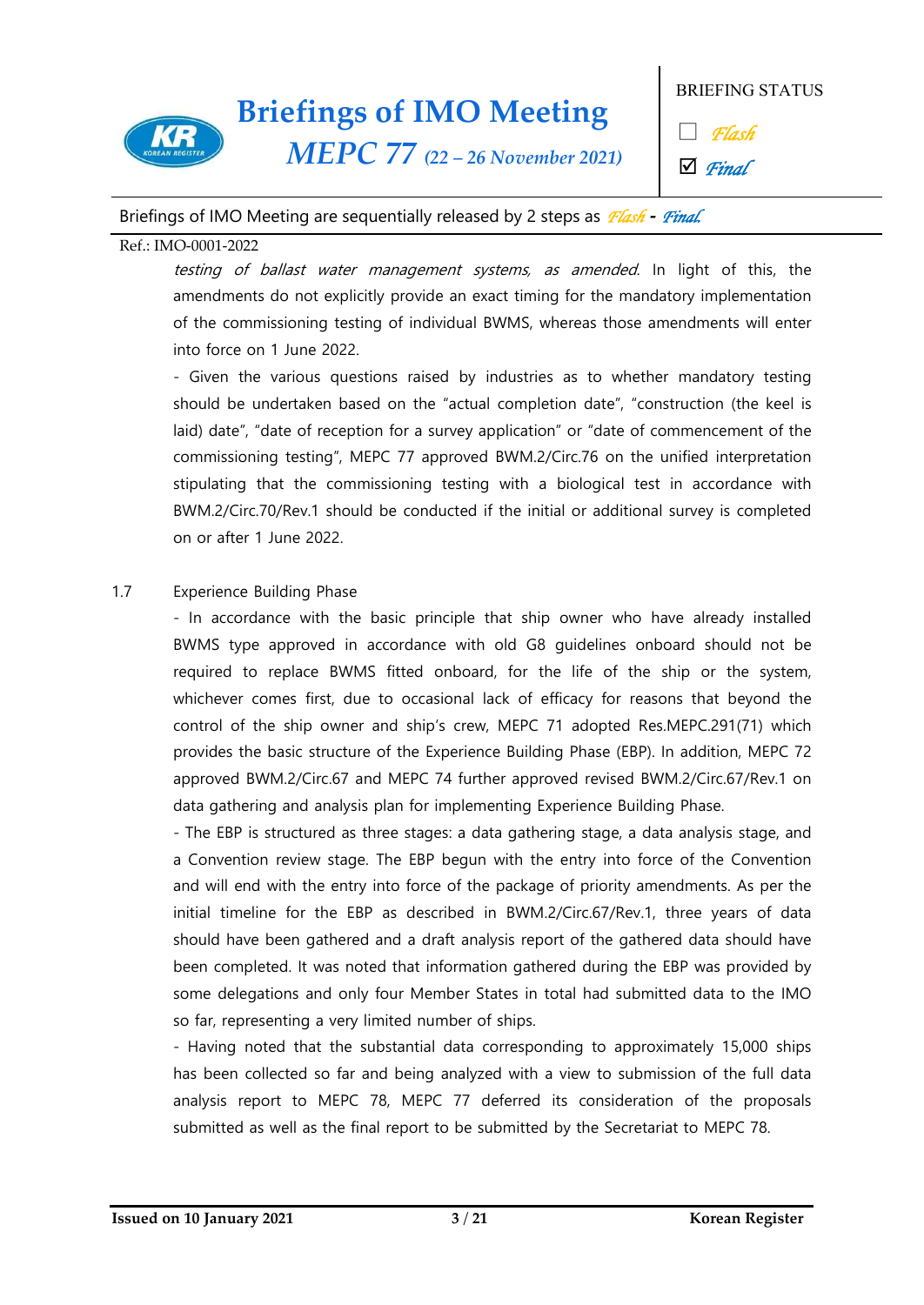*testing of ballast water management systems, as amended*. In light of this, the amendments do not explicitly provide an exact timing for the mandatory implementation of the commissioning testing of individual BWMS, whereas those amendments will enter into force on 1 June 2022.

- Given the various questions raised by industries as to whether mandatory testing should be undertaken based on the "actual completion date", "construction (the keel is laid) date", "date of reception for a survey application" or "date of commencement of the commissioning testing", MEPC 77 approved BWM.2/Circ.76 on the unified interpretation stipulating that the commissioning testing with a biological test in accordance with BWM.2/Circ.70/Rev.1 should be conducted if the initial or additional survey is completed on or after 1 June 2022.

1.7 Experience Building Phase

- In accordance with the basic principle that ship owner who have already installed BWMS type approved in accordance with old G8 guidelines onboard should not be required to replace BWMS fitted onboard, for the life of the ship or the system, whichever comes first, due to occasional lack of efficacy for reasons that beyond the control of the ship owner and ship's crew, MEPC 71 adopted Res.MEPC.291(71) which provides the basic structure of the Experience Building Phase (EBP). In addition, MEPC 72 approved BWM.2/Circ.67 and MEPC 74 further approved revised BWM.2/Circ.67/Rev.1 on data gathering and analysis plan for implementing Experience Building Phase.

- The EBP is structured as three stages: a data gathering stage, a data analysis stage, and a Convention review stage. The EBP begun with the entry into force of the Convention and will end with the entry into force of the package of priority amendments. As per the initial timeline for the EBP as described in BWM.2/Circ.67/Rev.1, three years of data should have been gathered and a draft analysis report of the gathered data should have been completed. It was noted that information gathered during the EBP was provided by some delegations and only four Member States in total had submitted data to the IMO so far, representing a very limited number of ships.

- Having noted that the substantial data corresponding to approximately 15,000 ships has been collected so far and being analyzed with a view to submission of the full data analysis report to MEPC 78, MEPC 77 deferred its consideration of the proposals submitted as well as the final report to be submitted by the Secretariat to MEPC 78.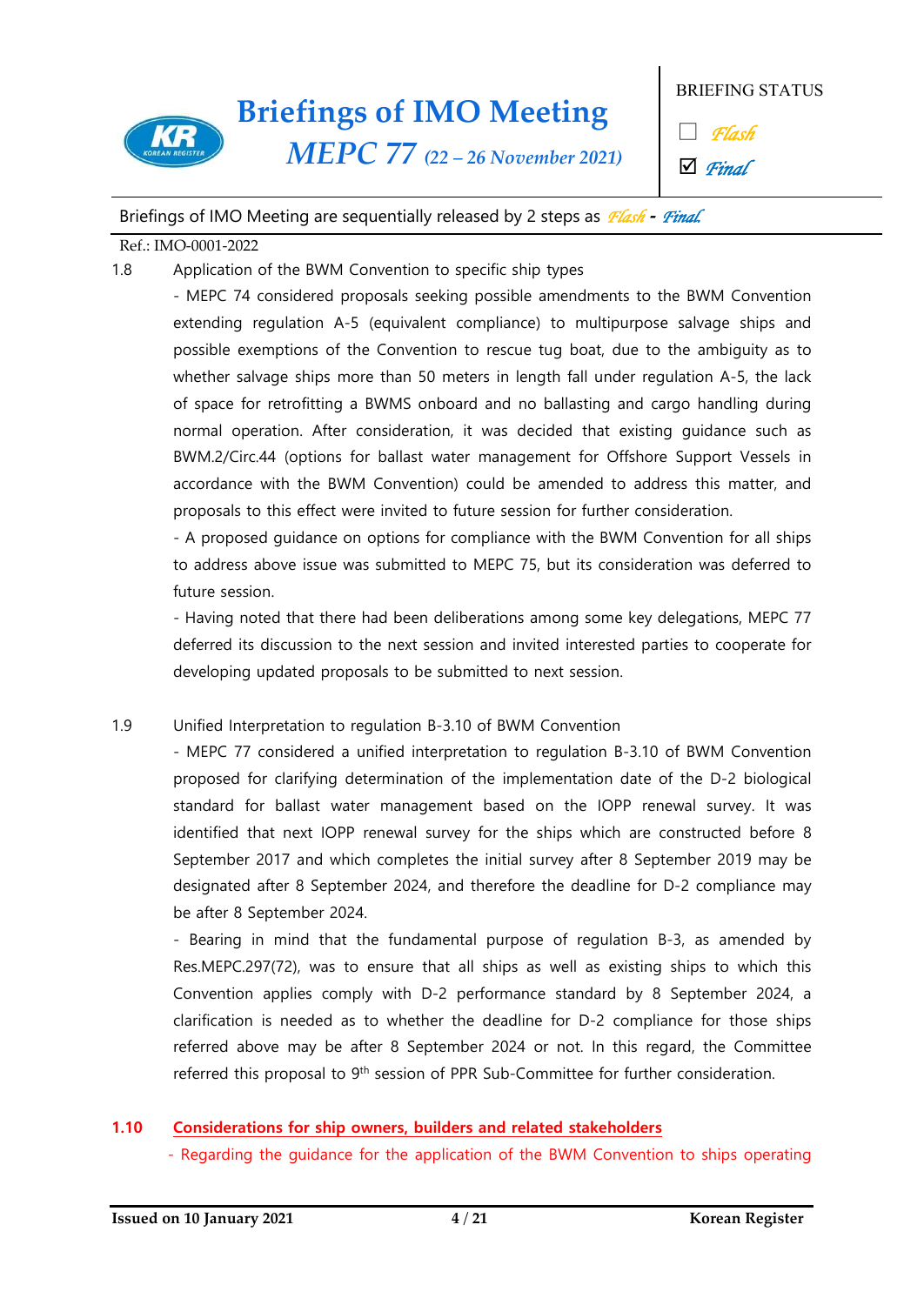1.8 Application of the BWM Convention to specific ship types

- MEPC 74 considered proposals seeking possible amendments to the BWM Convention extending regulation A-5 (equivalent compliance) to multipurpose salvage ships and possible exemptions of the Convention to rescue tug boat, due to the ambiguity as to whether salvage ships more than 50 meters in length fall under regulation A-5, the lack of space for retrofitting a BWMS onboard and no ballasting and cargo handling during normal operation. After consideration, it was decided that existing guidance such as BWM.2/Circ.44 (options for ballast water management for Offshore Support Vessels in accordance with the BWM Convention) could be amended to address this matter, and proposals to this effect were invited to future session for further consideration.
- A proposed guidance on options for compliance with the BWM Convention for all ships to address above issue was submitted to MEPC 75, but its consideration was deferred to future session.
- Having noted that there had been deliberations among some key delegations, MEPC 77 deferred its discussion to the next session and invited interested parties to cooperate for developing updated proposals to be submitted to next session.

1.9 Unified Interpretation to regulation B-3.10 of BWM Convention

- MEPC 77 considered a unified interpretation to regulation B-3.10 of BWM Convention proposed for clarifying determination of the implementation date of the D-2 biological standard for ballast water management based on the IOPP renewal survey. It was identified that next IOPP renewal survey for the ships which are constructed before 8 September 2017 and which completes the initial survey after 8 September 2019 may be designated after 8 September 2024, and therefore the deadline for D-2 compliance may be after 8 September 2024.
- Bearing in mind that the fundamental purpose of regulation B-3, as amended by Res.MEPC.297(72), was to ensure that all ships as well as existing ships to which this Convention applies comply with D-2 performance standard by 8 September 2024, a clarification is needed as to whether the deadline for D-2 compliance for those ships referred above may be after 8 September 2024 or not. In this regard, the Committee referred this proposal to 9th session of PPR Sub-Committee for further consideration.

**1.10 Considerations for ship owners, builders and related stakeholders**

- Regarding the guidance for the application of the BWM Convention to ships operating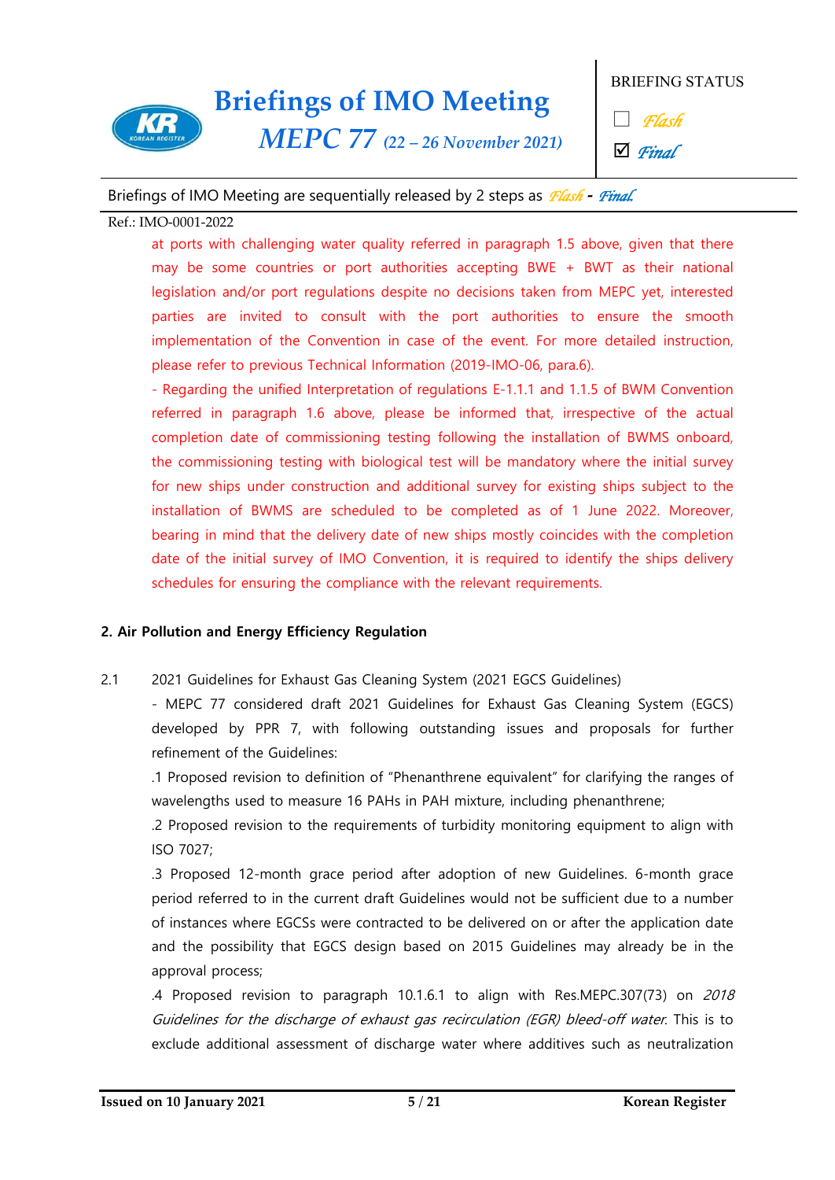at ports with challenging water quality referred in paragraph 1.5 above, given that there may be some countries or port authorities accepting BWE + BWT as their national legislation and/or port regulations despite no decisions taken from MEPC yet, interested parties are invited to consult with the port authorities to ensure the smooth implementation of the Convention in case of the event. For more detailed instruction, please refer to previous Technical Information (2019-IMO-06, para.6).

- Regarding the unified Interpretation of regulations E-1.1.1 and 1.1.5 of BWM Convention referred in paragraph 1.6 above, please be informed that, irrespective of the actual completion date of commissioning testing following the installation of BWMS onboard, the commissioning testing with biological test will be mandatory where the initial survey for new ships under construction and additional survey for existing ships subject to the installation of BWMS are scheduled to be completed as of 1 June 2022. Moreover, bearing in mind that the delivery date of new ships mostly coincides with the completion date of the initial survey of IMO Convention, it is required to identify the ships delivery schedules for ensuring the compliance with the relevant requirements.

## 2. Air Pollution and Energy Efficiency Regulation

2.1 2021 Guidelines for Exhaust Gas Cleaning System (2021 EGCS Guidelines)

- MEPC 77 considered draft 2021 Guidelines for Exhaust Gas Cleaning System (EGCS) developed by PPR 7, with following outstanding issues and proposals for further refinement of the Guidelines:

.1 Proposed revision to definition of "Phenanthrene equivalent" for clarifying the ranges of wavelengths used to measure 16 PAHs in PAH mixture, including phenanthrene;

.2 Proposed revision to the requirements of turbidity monitoring equipment to align with ISO 7027;

.3 Proposed 12-month grace period after adoption of new Guidelines. 6-month grace period referred to in the current draft Guidelines would not be sufficient due to a number of instances where EGCSs were contracted to be delivered on or after the application date and the possibility that EGCS design based on 2015 Guidelines may already be in the approval process;

.4 Proposed revision to paragraph 10.1.6.1 to align with Res.MEPC.307(73) on *2018 Guidelines for the discharge of exhaust gas recirculation (EGR) bleed-off water*. This is to exclude additional assessment of discharge water where additives such as neutralization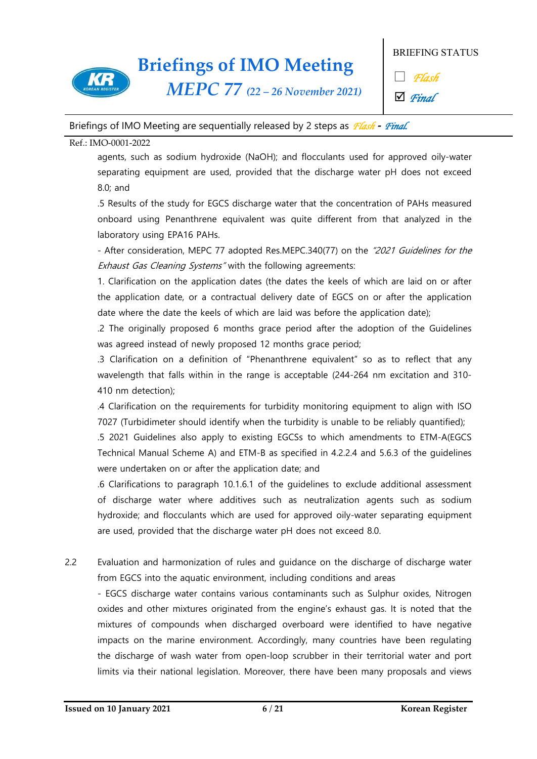agents, such as sodium hydroxide (NaOH); and flocculants used for approved oily-water separating equipment are used, provided that the discharge water pH does not exceed 8.0; and

.5 Results of the study for EGCS discharge water that the concentration of PAHs measured onboard using Penanthrene equivalent was quite different from that analyzed in the laboratory using EPA16 PAHs.

- After consideration, MEPC 77 adopted Res.MEPC.340(77) on the *"2021 Guidelines for the Exhaust Gas Cleaning Systems"* with the following agreements:

1. Clarification on the application dates (the dates the keels of which are laid on or after the application date, or a contractual delivery date of EGCS on or after the application date where the date the keels of which are laid was before the application date);

.2 The originally proposed 6 months grace period after the adoption of the Guidelines was agreed instead of newly proposed 12 months grace period;

.3 Clarification on a definition of "Phenanthrene equivalent" so as to reflect that any wavelength that falls within in the range is acceptable (244-264 nm excitation and 310-410 nm detection);

.4 Clarification on the requirements for turbidity monitoring equipment to align with ISO 7027 (Turbidimeter should identify when the turbidity is unable to be reliably quantified);

.5 2021 Guidelines also apply to existing EGCSs to which amendments to ETM-A(EGCS Technical Manual Scheme A) and ETM-B as specified in 4.2.2.4 and 5.6.3 of the guidelines were undertaken on or after the application date; and

.6 Clarifications to paragraph 10.1.6.1 of the guidelines to exclude additional assessment of discharge water where additives such as neutralization agents such as sodium hydroxide; and flocculants which are used for approved oily-water separating equipment are used, provided that the discharge water pH does not exceed 8.0.

2.2 Evaluation and harmonization of rules and guidance on the discharge of discharge water from EGCS into the aquatic environment, including conditions and areas

- EGCS discharge water contains various contaminants such as Sulphur oxides, Nitrogen oxides and other mixtures originated from the engine's exhaust gas. It is noted that the mixtures of compounds when discharged overboard were identified to have negative impacts on the marine environment. Accordingly, many countries have been regulating the discharge of wash water from open-loop scrubber in their territorial water and port limits via their national legislation. Moreover, there have been many proposals and views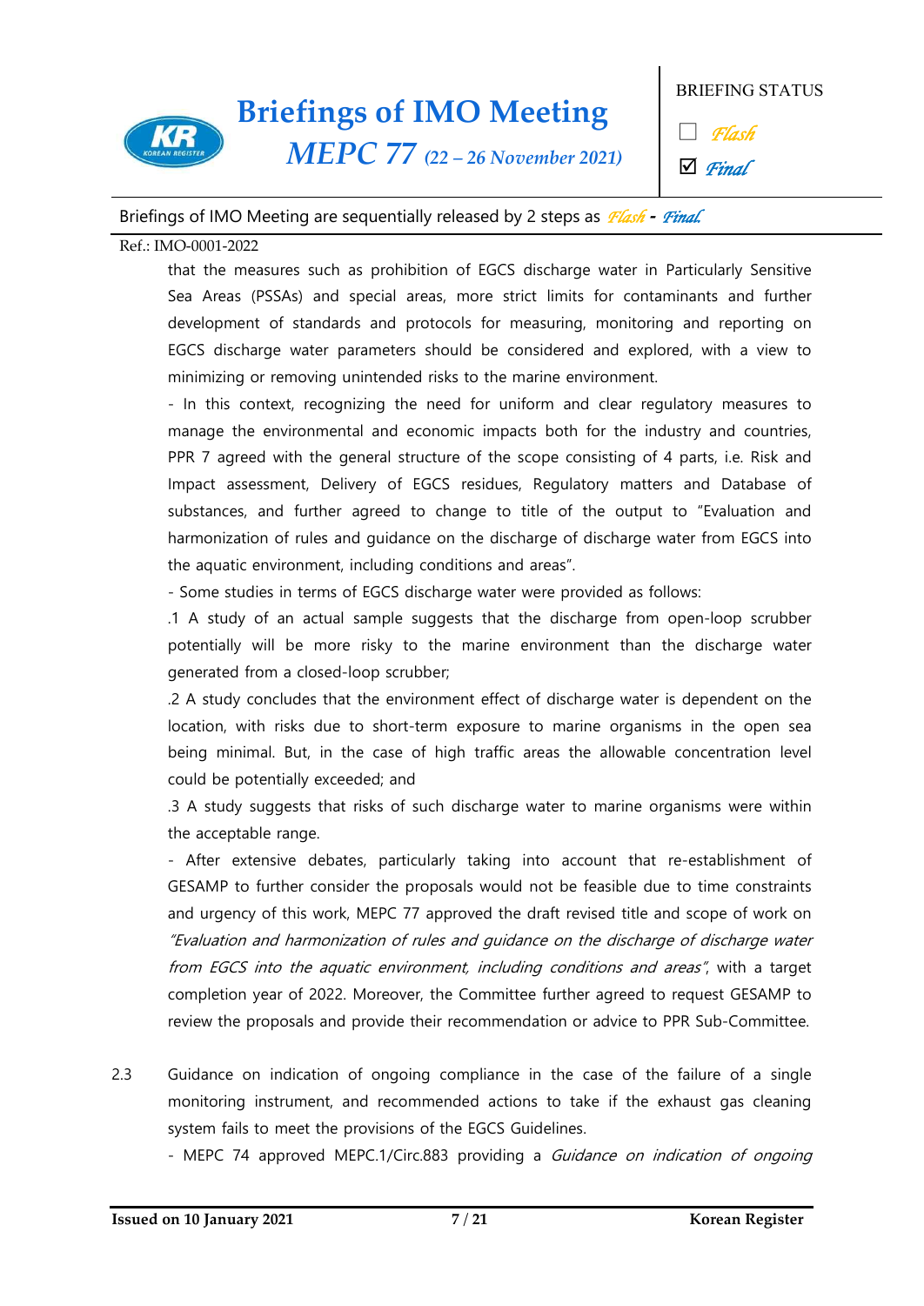that the measures such as prohibition of EGCS discharge water in Particularly Sensitive Sea Areas (PSSAs) and special areas, more strict limits for contaminants and further development of standards and protocols for measuring, monitoring and reporting on EGCS discharge water parameters should be considered and explored, with a view to minimizing or removing unintended risks to the marine environment.

- In this context, recognizing the need for uniform and clear regulatory measures to manage the environmental and economic impacts both for the industry and countries, PPR 7 agreed with the general structure of the scope consisting of 4 parts, i.e. Risk and Impact assessment, Delivery of EGCS residues, Regulatory matters and Database of substances, and further agreed to change to title of the output to "Evaluation and harmonization of rules and guidance on the discharge of discharge water from EGCS into the aquatic environment, including conditions and areas".

- Some studies in terms of EGCS discharge water were provided as follows:

.1 A study of an actual sample suggests that the discharge from open-loop scrubber potentially will be more risky to the marine environment than the discharge water generated from a closed-loop scrubber;

.2 A study concludes that the environment effect of discharge water is dependent on the location, with risks due to short-term exposure to marine organisms in the open sea being minimal. But, in the case of high traffic areas the allowable concentration level could be potentially exceeded; and

.3 A study suggests that risks of such discharge water to marine organisms were within the acceptable range.

- After extensive debates, particularly taking into account that re-establishment of GESAMP to further consider the proposals would not be feasible due to time constraints and urgency of this work, MEPC 77 approved the draft revised title and scope of work on *"Evaluation and harmonization of rules and guidance on the discharge of discharge water from EGCS into the aquatic environment, including conditions and areas"*, with a target completion year of 2022. Moreover, the Committee further agreed to request GESAMP to review the proposals and provide their recommendation or advice to PPR Sub-Committee.

2.3 Guidance on indication of ongoing compliance in the case of the failure of a single monitoring instrument, and recommended actions to take if the exhaust gas cleaning system fails to meet the provisions of the EGCS Guidelines.

- MEPC 74 approved MEPC.1/Circ.883 providing a *Guidance on indication of ongoing*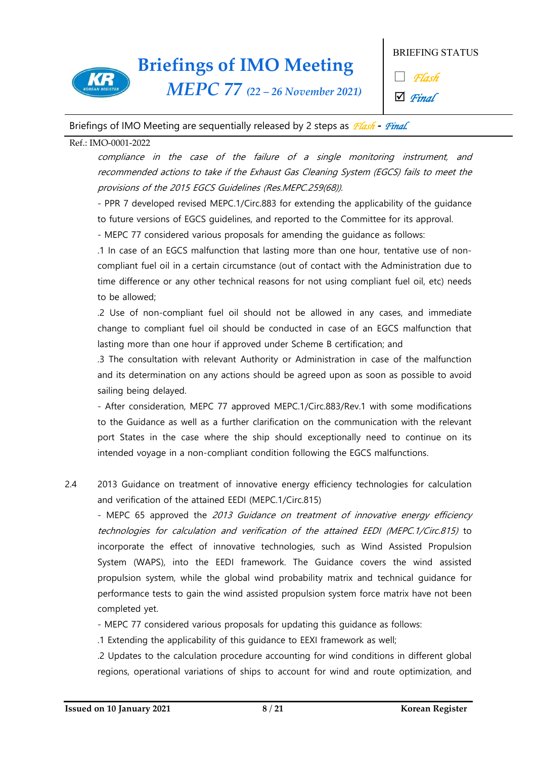*compliance in the case of the failure of a single monitoring instrument, and recommended actions to take if the Exhaust Gas Cleaning System (EGCS) fails to meet the provisions of the 2015 EGCS Guidelines (Res.MEPC.259(68)).*

- PPR 7 developed revised MEPC.1/Circ.883 for extending the applicability of the guidance to future versions of EGCS guidelines, and reported to the Committee for its approval.

- MEPC 77 considered various proposals for amending the guidance as follows:

.1 In case of an EGCS malfunction that lasting more than one hour, tentative use of non-compliant fuel oil in a certain circumstance (out of contact with the Administration due to time difference or any other technical reasons for not using compliant fuel oil, etc) needs to be allowed;

.2 Use of non-compliant fuel oil should not be allowed in any cases, and immediate change to compliant fuel oil should be conducted in case of an EGCS malfunction that lasting more than one hour if approved under Scheme B certification; and

.3 The consultation with relevant Authority or Administration in case of the malfunction and its determination on any actions should be agreed upon as soon as possible to avoid sailing being delayed.

- After consideration, MEPC 77 approved MEPC.1/Circ.883/Rev.1 with some modifications to the Guidance as well as a further clarification on the communication with the relevant port States in the case where the ship should exceptionally need to continue on its intended voyage in a non-compliant condition following the EGCS malfunctions.

2.4 2013 Guidance on treatment of innovative energy efficiency technologies for calculation and verification of the attained EEDI (MEPC.1/Circ.815)

- MEPC 65 approved the *2013 Guidance on treatment of innovative energy efficiency technologies for calculation and verification of the attained EEDI (MEPC.1/Circ.815)* to incorporate the effect of innovative technologies, such as Wind Assisted Propulsion System (WAPS), into the EEDI framework. The Guidance covers the wind assisted propulsion system, while the global wind probability matrix and technical guidance for performance tests to gain the wind assisted propulsion system force matrix have not been completed yet.

- MEPC 77 considered various proposals for updating this guidance as follows:

.1 Extending the applicability of this guidance to EEXI framework as well;

.2 Updates to the calculation procedure accounting for wind conditions in different global regions, operational variations of ships to account for wind and route optimization, and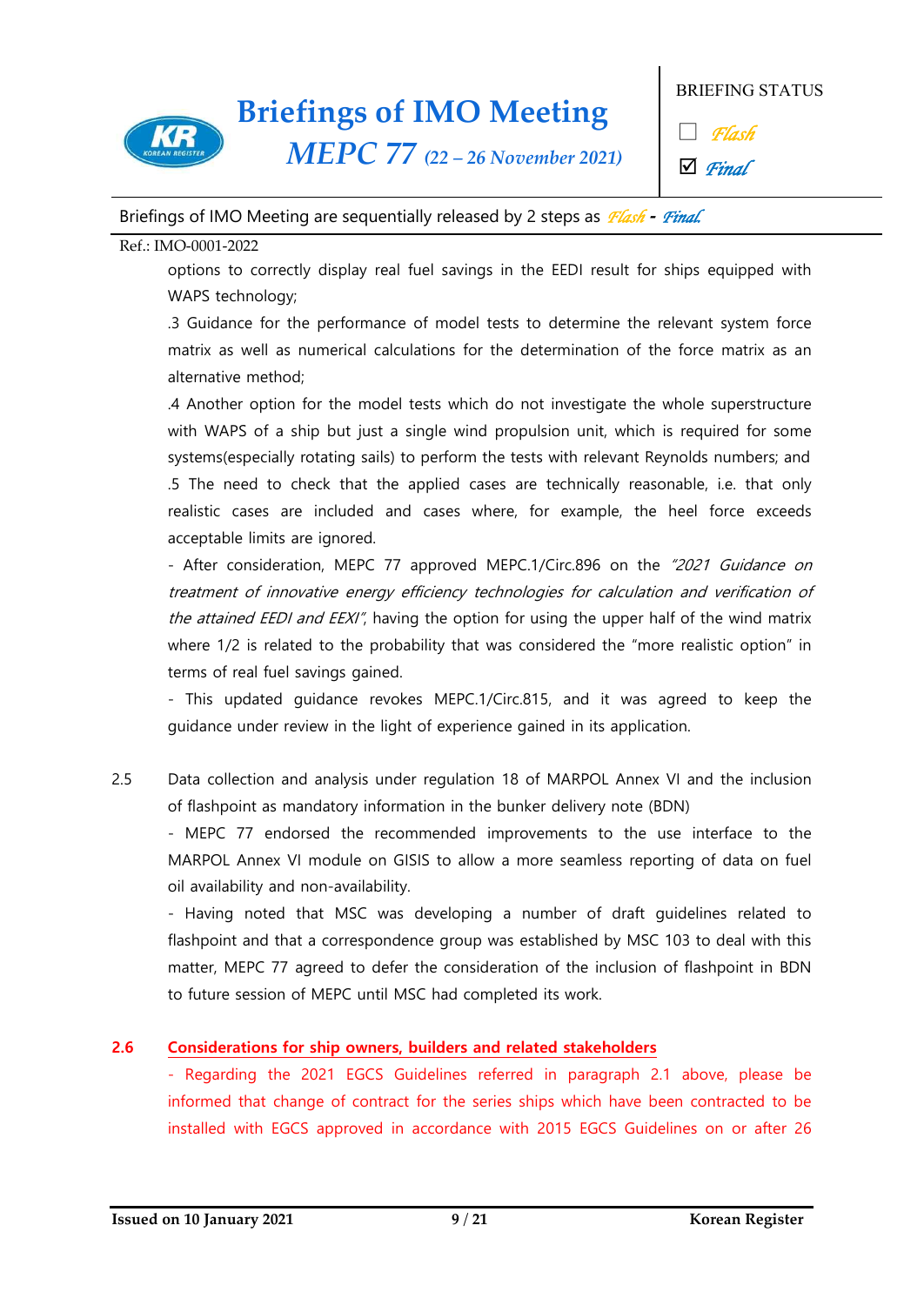options to correctly display real fuel savings in the EEDI result for ships equipped with WAPS technology;

.3 Guidance for the performance of model tests to determine the relevant system force matrix as well as numerical calculations for the determination of the force matrix as an alternative method;

.4 Another option for the model tests which do not investigate the whole superstructure with WAPS of a ship but just a single wind propulsion unit, which is required for some systems(especially rotating sails) to perform the tests with relevant Reynolds numbers; and

.5 The need to check that the applied cases are technically reasonable, i.e. that only realistic cases are included and cases where, for example, the heel force exceeds acceptable limits are ignored.

- After consideration, MEPC 77 approved MEPC.1/Circ.896 on the *"2021 Guidance on treatment of innovative energy efficiency technologies for calculation and verification of the attained EEDI and EEXI"*, having the option for using the upper half of the wind matrix where 1/2 is related to the probability that was considered the "more realistic option" in terms of real fuel savings gained.

- This updated guidance revokes MEPC.1/Circ.815, and it was agreed to keep the guidance under review in the light of experience gained in its application.

2.5 Data collection and analysis under regulation 18 of MARPOL Annex VI and the inclusion of flashpoint as mandatory information in the bunker delivery note (BDN)

- MEPC 77 endorsed the recommended improvements to the use interface to the MARPOL Annex VI module on GISIS to allow a more seamless reporting of data on fuel oil availability and non-availability.

- Having noted that MSC was developing a number of draft guidelines related to flashpoint and that a correspondence group was established by MSC 103 to deal with this matter, MEPC 77 agreed to defer the consideration of the inclusion of flashpoint in BDN to future session of MEPC until MSC had completed its work.

**2.6 Considerations for ship owners, builders and related stakeholders**

- Regarding the 2021 EGCS Guidelines referred in paragraph 2.1 above, please be informed that change of contract for the series ships which have been contracted to be installed with EGCS approved in accordance with 2015 EGCS Guidelines on or after 26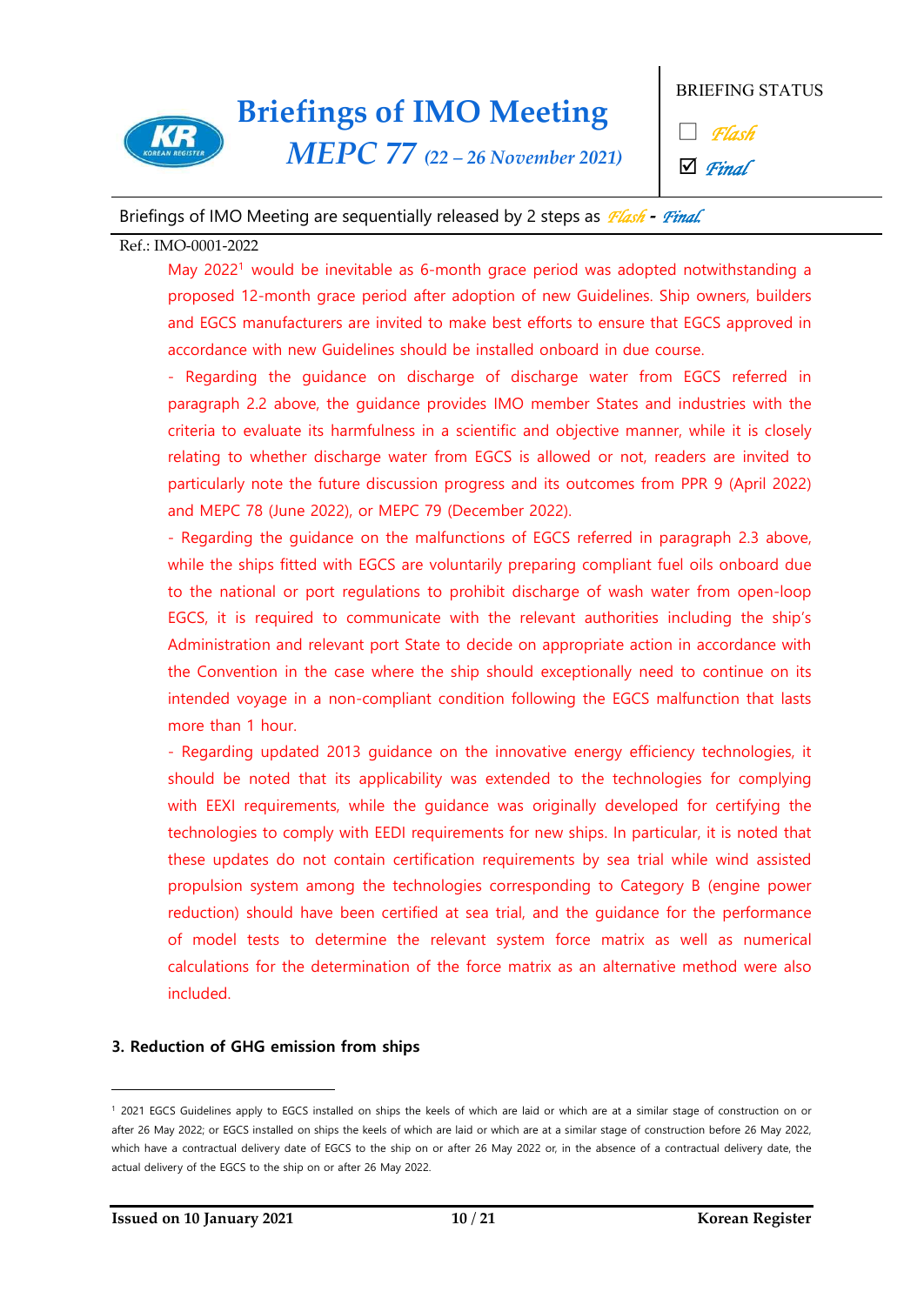May 2022[1] would be inevitable as 6-month grace period was adopted notwithstanding a proposed 12-month grace period after adoption of new Guidelines. Ship owners, builders and EGCS manufacturers are invited to make best efforts to ensure that EGCS approved in accordance with new Guidelines should be installed onboard in due course.

- Regarding the guidance on discharge of discharge water from EGCS referred in paragraph 2.2 above, the guidance provides IMO member States and industries with the criteria to evaluate its harmfulness in a scientific and objective manner, while it is closely relating to whether discharge water from EGCS is allowed or not, readers are invited to particularly note the future discussion progress and its outcomes from PPR 9 (April 2022) and MEPC 78 (June 2022), or MEPC 79 (December 2022).
- Regarding the guidance on the malfunctions of EGCS referred in paragraph 2.3 above, while the ships fitted with EGCS are voluntarily preparing compliant fuel oils onboard due to the national or port regulations to prohibit discharge of wash water from open-loop EGCS, it is required to communicate with the relevant authorities including the ship's Administration and relevant port State to decide on appropriate action in accordance with the Convention in the case where the ship should exceptionally need to continue on its intended voyage in a non-compliant condition following the EGCS malfunction that lasts more than 1 hour.
- Regarding updated 2013 guidance on the innovative energy efficiency technologies, it should be noted that its applicability was extended to the technologies for complying with EEXI requirements, while the guidance was originally developed for certifying the technologies to comply with EEDI requirements for new ships. In particular, it is noted that these updates do not contain certification requirements by sea trial while wind assisted propulsion system among the technologies corresponding to Category B (engine power reduction) should have been certified at sea trial, and the guidance for the performance of model tests to determine the relevant system force matrix as well as numerical calculations for the determination of the force matrix as an alternative method were also included.

### 3. Reduction of GHG emission from ships

---

[1] 2021 EGCS Guidelines apply to EGCS installed on ships the keels of which are laid or which are at a similar stage of construction on or after 26 May 2022; or EGCS installed on ships the keels of which are laid or which are at a similar stage of construction before 26 May 2022, which have a contractual delivery date of EGCS to the ship on or after 26 May 2022 or, in the absence of a contractual delivery date, the actual delivery of the EGCS to the ship on or after 26 May 2022.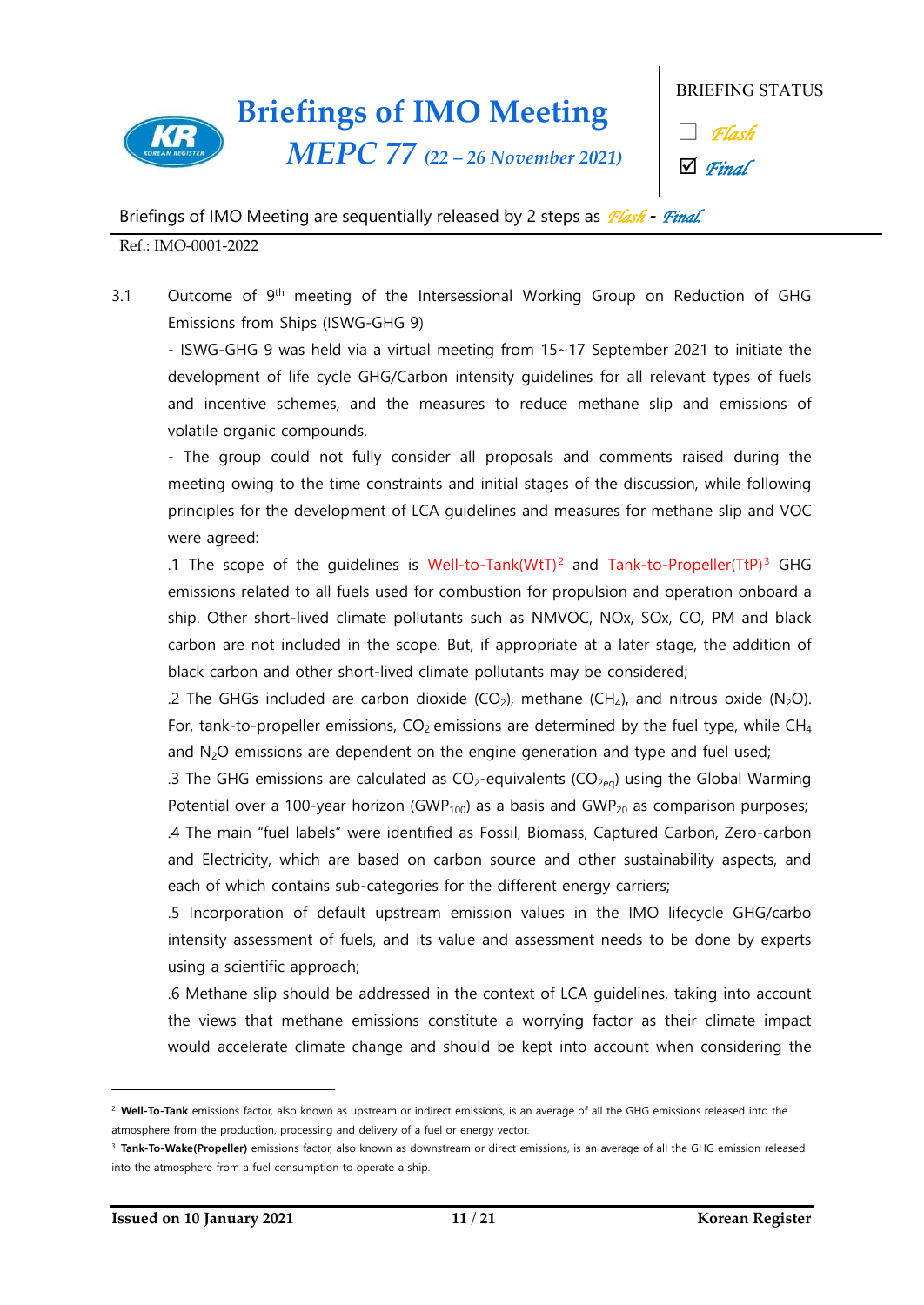3.1 Outcome of 9th meeting of the Intersessional Working Group on Reduction of GHG Emissions from Ships (ISWG-GHG 9)

- ISWG-GHG 9 was held via a virtual meeting from 15~17 September 2021 to initiate the development of life cycle GHG/Carbon intensity guidelines for all relevant types of fuels and incentive schemes, and the measures to reduce methane slip and emissions of volatile organic compounds.

- The group could not fully consider all proposals and comments raised during the meeting owing to the time constraints and initial stages of the discussion, while following principles for the development of LCA guidelines and measures for methane slip and VOC were agreed:

.1 The scope of the guidelines is Well-to-Tank(WtT)[2] and Tank-to-Propeller(TtP)[3] GHG emissions related to all fuels used for combustion for propulsion and operation onboard a ship. Other short-lived climate pollutants such as NMVOC, NOx, SOx, CO, PM and black carbon are not included in the scope. But, if appropriate at a later stage, the addition of black carbon and other short-lived climate pollutants may be considered;

.2 The GHGs included are carbon dioxide ($CO_2$), methane ($CH_4$), and nitrous oxide ($N_2O$). For, tank-to-propeller emissions, $CO_2$ emissions are determined by the fuel type, while $CH_4$ and $N_2O$ emissions are dependent on the engine generation and type and fuel used;

.3 The GHG emissions are calculated as $CO_2$-equivalents ($CO_{2eq}$) using the Global Warming Potential over a 100-year horizon ($GWP_{100}$) as a basis and $GWP_{20}$ as comparison purposes;

.4 The main "fuel labels" were identified as Fossil, Biomass, Captured Carbon, Zero-carbon and Electricity, which are based on carbon source and other sustainability aspects, and each of which contains sub-categories for the different energy carriers;

.5 Incorporation of default upstream emission values in the IMO lifecycle GHG/carbo intensity assessment of fuels, and its value and assessment needs to be done by experts using a scientific approach;

.6 Methane slip should be addressed in the context of LCA guidelines, taking into account the views that methane emissions constitute a worrying factor as their climate impact would accelerate climate change and should be kept into account when considering the

---

[2] **Well-To-Tank** emissions factor, also known as upstream or indirect emissions, is an average of all the GHG emissions released into the atmosphere from the production, processing and delivery of a fuel or energy vector.

[3] **Tank-To-Wake(Propeller)** emissions factor, also known as downstream or direct emissions, is an average of all the GHG emission released into the atmosphere from a fuel consumption to operate a ship.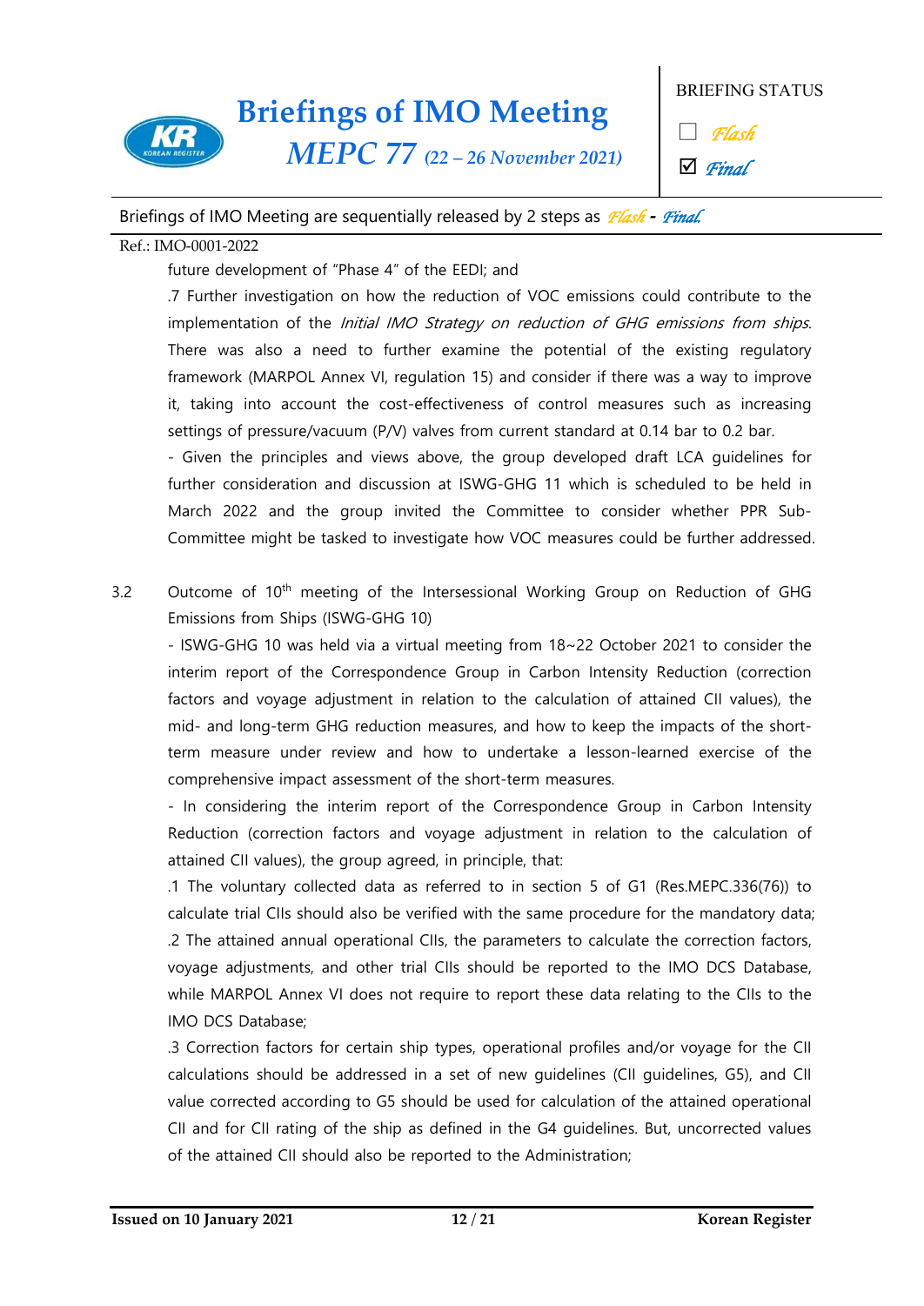future development of "Phase 4" of the EEDI; and

.7 Further investigation on how the reduction of VOC emissions could contribute to the implementation of the *Initial IMO Strategy on reduction of GHG emissions from ships*. There was also a need to further examine the potential of the existing regulatory framework (MARPOL Annex VI, regulation 15) and consider if there was a way to improve it, taking into account the cost-effectiveness of control measures such as increasing settings of pressure/vacuum (P/V) valves from current standard at 0.14 bar to 0.2 bar.

- Given the principles and views above, the group developed draft LCA guidelines for further consideration and discussion at ISWG-GHG 11 which is scheduled to be held in March 2022 and the group invited the Committee to consider whether PPR Sub-Committee might be tasked to investigate how VOC measures could be further addressed.

3.2 Outcome of 10th meeting of the Intersessional Working Group on Reduction of GHG Emissions from Ships (ISWG-GHG 10)

- ISWG-GHG 10 was held via a virtual meeting from 18~22 October 2021 to consider the interim report of the Correspondence Group in Carbon Intensity Reduction (correction factors and voyage adjustment in relation to the calculation of attained CII values), the mid- and long-term GHG reduction measures, and how to keep the impacts of the short-term measure under review and how to undertake a lesson-learned exercise of the comprehensive impact assessment of the short-term measures.

- In considering the interim report of the Correspondence Group in Carbon Intensity Reduction (correction factors and voyage adjustment in relation to the calculation of attained CII values), the group agreed, in principle, that:

.1 The voluntary collected data as referred to in section 5 of G1 (Res.MEPC.336(76)) to calculate trial CIIs should also be verified with the same procedure for the mandatory data;

.2 The attained annual operational CIIs, the parameters to calculate the correction factors, voyage adjustments, and other trial CIIs should be reported to the IMO DCS Database, while MARPOL Annex VI does not require to report these data relating to the CIIs to the IMO DCS Database;

.3 Correction factors for certain ship types, operational profiles and/or voyage for the CII calculations should be addressed in a set of new guidelines (CII guidelines, G5), and CII value corrected according to G5 should be used for calculation of the attained operational CII and for CII rating of the ship as defined in the G4 guidelines. But, uncorrected values of the attained CII should also be reported to the Administration;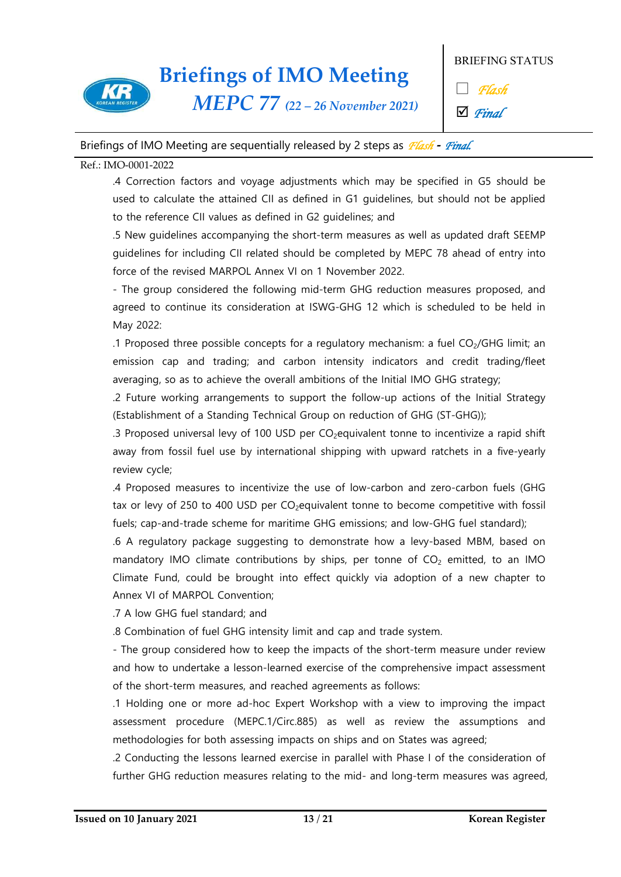.4 Correction factors and voyage adjustments which may be specified in G5 should be used to calculate the attained CII as defined in G1 guidelines, but should not be applied to the reference CII values as defined in G2 guidelines; and

.5 New guidelines accompanying the short-term measures as well as updated draft SEEMP guidelines for including CII related should be completed by MEPC 78 ahead of entry into force of the revised MARPOL Annex VI on 1 November 2022.

- The group considered the following mid-term GHG reduction measures proposed, and agreed to continue its consideration at ISWG-GHG 12 which is scheduled to be held in May 2022:

.1 Proposed three possible concepts for a regulatory mechanism: a fuel $CO_2$/GHG limit; an emission cap and trading; and carbon intensity indicators and credit trading/fleet averaging, so as to achieve the overall ambitions of the Initial IMO GHG strategy;

.2 Future working arrangements to support the follow-up actions of the Initial Strategy (Establishment of a Standing Technical Group on reduction of GHG (ST-GHG));

.3 Proposed universal levy of 100 USD per $CO_2$equivalent tonne to incentivize a rapid shift away from fossil fuel use by international shipping with upward ratchets in a five-yearly review cycle;

.4 Proposed measures to incentivize the use of low-carbon and zero-carbon fuels (GHG tax or levy of 250 to 400 USD per $CO_2$equivalent tonne to become competitive with fossil fuels; cap-and-trade scheme for maritime GHG emissions; and low-GHG fuel standard);

.6 A regulatory package suggesting to demonstrate how a levy-based MBM, based on mandatory IMO climate contributions by ships, per tonne of $CO_2$ emitted, to an IMO Climate Fund, could be brought into effect quickly via adoption of a new chapter to Annex VI of MARPOL Convention;

.7 A low GHG fuel standard; and

.8 Combination of fuel GHG intensity limit and cap and trade system.

- The group considered how to keep the impacts of the short-term measure under review and how to undertake a lesson-learned exercise of the comprehensive impact assessment of the short-term measures, and reached agreements as follows:

.1 Holding one or more ad-hoc Expert Workshop with a view to improving the impact assessment procedure (MEPC.1/Circ.885) as well as review the assumptions and methodologies for both assessing impacts on ships and on States was agreed;

.2 Conducting the lessons learned exercise in parallel with Phase I of the consideration of further GHG reduction measures relating to the mid- and long-term measures was agreed,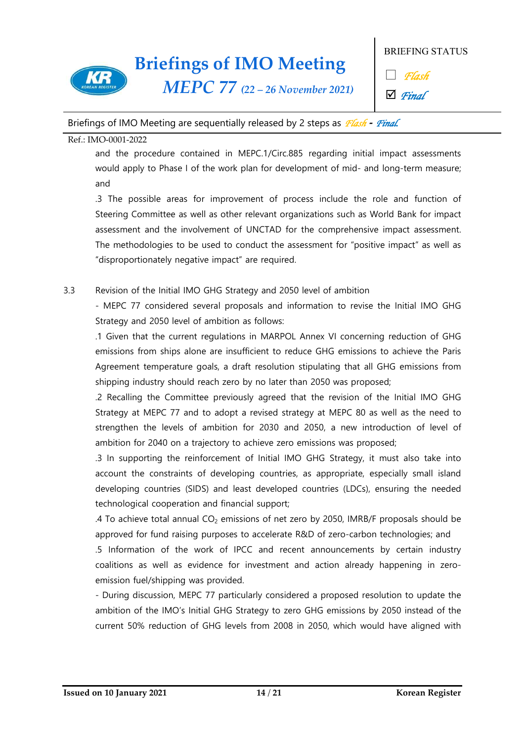and the procedure contained in MEPC.1/Circ.885 regarding initial impact assessments would apply to Phase I of the work plan for development of mid- and long-term measure; and

.3 The possible areas for improvement of process include the role and function of Steering Committee as well as other relevant organizations such as World Bank for impact assessment and the involvement of UNCTAD for the comprehensive impact assessment. The methodologies to be used to conduct the assessment for “positive impact” as well as “disproportionately negative impact” are required.

3.3 Revision of the Initial IMO GHG Strategy and 2050 level of ambition

- MEPC 77 considered several proposals and information to revise the Initial IMO GHG Strategy and 2050 level of ambition as follows:

.1 Given that the current regulations in MARPOL Annex VI concerning reduction of GHG emissions from ships alone are insufficient to reduce GHG emissions to achieve the Paris Agreement temperature goals, a draft resolution stipulating that all GHG emissions from shipping industry should reach zero by no later than 2050 was proposed;

.2 Recalling the Committee previously agreed that the revision of the Initial IMO GHG Strategy at MEPC 77 and to adopt a revised strategy at MEPC 80 as well as the need to strengthen the levels of ambition for 2030 and 2050, a new introduction of level of ambition for 2040 on a trajectory to achieve zero emissions was proposed;

.3 In supporting the reinforcement of Initial IMO GHG Strategy, it must also take into account the constraints of developing countries, as appropriate, especially small island developing countries (SIDS) and least developed countries (LDCs), ensuring the needed technological cooperation and financial support;

.4 To achieve total annual $CO_2$ emissions of net zero by 2050, IMRB/F proposals should be approved for fund raising purposes to accelerate R&D of zero-carbon technologies; and

.5 Information of the work of IPCC and recent announcements by certain industry coalitions as well as evidence for investment and action already happening in zero-emission fuel/shipping was provided.

- During discussion, MEPC 77 particularly considered a proposed resolution to update the ambition of the IMO’s Initial GHG Strategy to zero GHG emissions by 2050 instead of the current 50% reduction of GHG levels from 2008 in 2050, which would have aligned with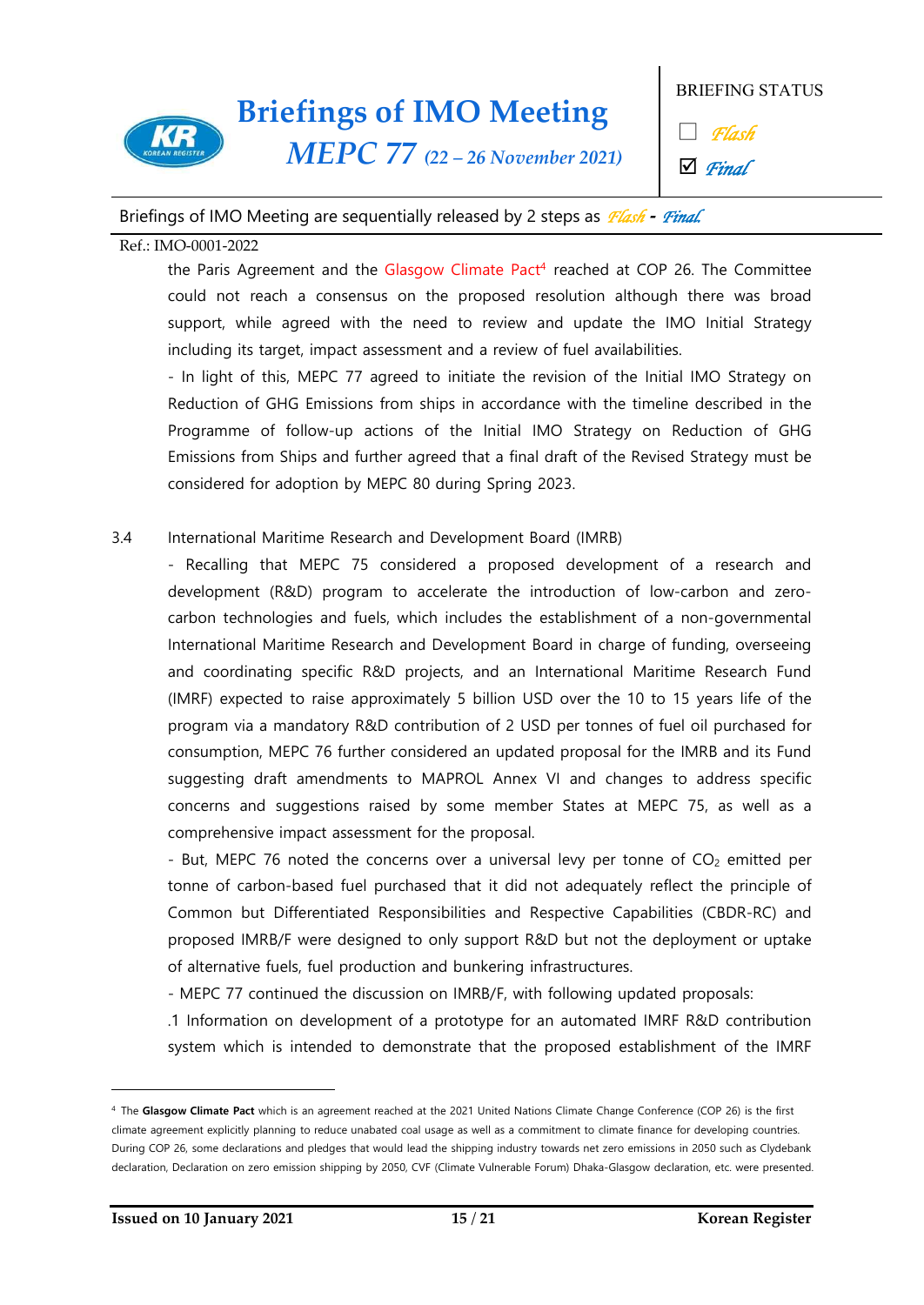the Paris Agreement and the Glasgow Climate Pact[4] reached at COP 26. The Committee could not reach a consensus on the proposed resolution although there was broad support, while agreed with the need to review and update the IMO Initial Strategy including its target, impact assessment and a review of fuel availabilities.

- In light of this, MEPC 77 agreed to initiate the revision of the Initial IMO Strategy on Reduction of GHG Emissions from ships in accordance with the timeline described in the Programme of follow-up actions of the Initial IMO Strategy on Reduction of GHG Emissions from Ships and further agreed that a final draft of the Revised Strategy must be considered for adoption by MEPC 80 during Spring 2023.

3.4 International Maritime Research and Development Board (IMRB)

- Recalling that MEPC 75 considered a proposed development of a research and development (R&D) program to accelerate the introduction of low-carbon and zero-carbon technologies and fuels, which includes the establishment of a non-governmental International Maritime Research and Development Board in charge of funding, overseeing and coordinating specific R&D projects, and an International Maritime Research Fund (IMRF) expected to raise approximately 5 billion USD over the 10 to 15 years life of the program via a mandatory R&D contribution of 2 USD per tonnes of fuel oil purchased for consumption, MEPC 76 further considered an updated proposal for the IMRB and its Fund suggesting draft amendments to MAPROL Annex VI and changes to address specific concerns and suggestions raised by some member States at MEPC 75, as well as a comprehensive impact assessment for the proposal.

- But, MEPC 76 noted the concerns over a universal levy per tonne of $CO_2$ emitted per tonne of carbon-based fuel purchased that it did not adequately reflect the principle of Common but Differentiated Responsibilities and Respective Capabilities (CBDR-RC) and proposed IMRB/F were designed to only support R&D but not the deployment or uptake of alternative fuels, fuel production and bunkering infrastructures.

- MEPC 77 continued the discussion on IMRB/F, with following updated proposals:

.1 Information on development of a prototype for an automated IMRF R&D contribution system which is intended to demonstrate that the proposed establishment of the IMRF

---

[4] The **Glasgow Climate Pact** which is an agreement reached at the 2021 United Nations Climate Change Conference (COP 26) is the first climate agreement explicitly planning to reduce unabated coal usage as well as a commitment to climate finance for developing countries. During COP 26, some declarations and pledges that would lead the shipping industry towards net zero emissions in 2050 such as Clydebank declaration, Declaration on zero emission shipping by 2050, CVF (Climate Vulnerable Forum) Dhaka-Glasgow declaration, etc. were presented.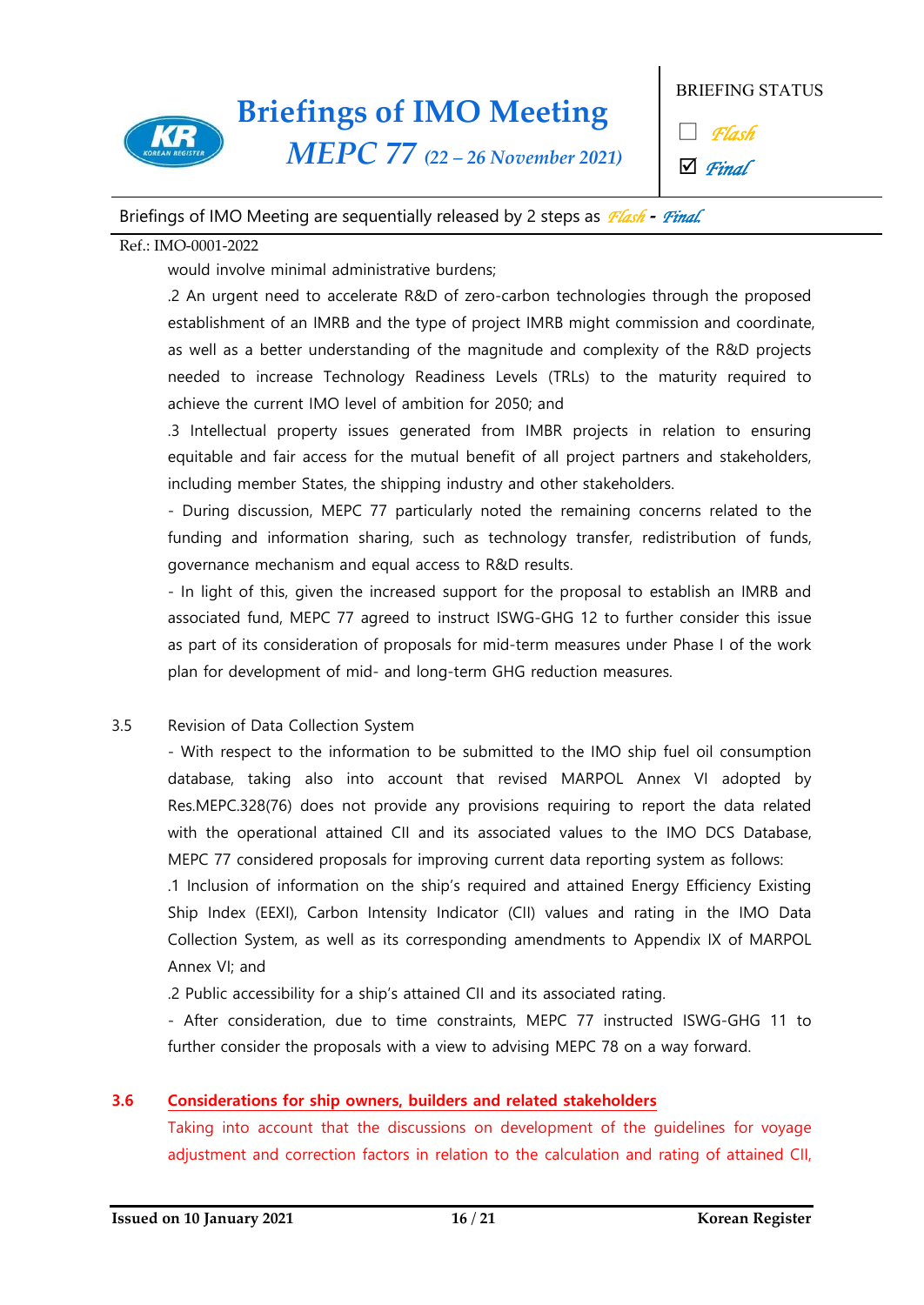would involve minimal administrative burdens;

.2 An urgent need to accelerate R&D of zero-carbon technologies through the proposed establishment of an IMRB and the type of project IMRB might commission and coordinate, as well as a better understanding of the magnitude and complexity of the R&D projects needed to increase Technology Readiness Levels (TRLs) to the maturity required to achieve the current IMO level of ambition for 2050; and

.3 Intellectual property issues generated from IMBR projects in relation to ensuring equitable and fair access for the mutual benefit of all project partners and stakeholders, including member States, the shipping industry and other stakeholders.

- During discussion, MEPC 77 particularly noted the remaining concerns related to the funding and information sharing, such as technology transfer, redistribution of funds, governance mechanism and equal access to R&D results.

- In light of this, given the increased support for the proposal to establish an IMRB and associated fund, MEPC 77 agreed to instruct ISWG-GHG 12 to further consider this issue as part of its consideration of proposals for mid-term measures under Phase I of the work plan for development of mid- and long-term GHG reduction measures.

3.5 Revision of Data Collection System

- With respect to the information to be submitted to the IMO ship fuel oil consumption database, taking also into account that revised MARPOL Annex VI adopted by Res.MEPC.328(76) does not provide any provisions requiring to report the data related with the operational attained CII and its associated values to the IMO DCS Database, MEPC 77 considered proposals for improving current data reporting system as follows:

.1 Inclusion of information on the ship's required and attained Energy Efficiency Existing Ship Index (EEXI), Carbon Intensity Indicator (CII) values and rating in the IMO Data Collection System, as well as its corresponding amendments to Appendix IX of MARPOL Annex VI; and

.2 Public accessibility for a ship's attained CII and its associated rating.

- After consideration, due to time constraints, MEPC 77 instructed ISWG-GHG 11 to further consider the proposals with a view to advising MEPC 78 on a way forward.

3.6 Considerations for ship owners, builders and related stakeholders

Taking into account that the discussions on development of the guidelines for voyage adjustment and correction factors in relation to the calculation and rating of attained CII,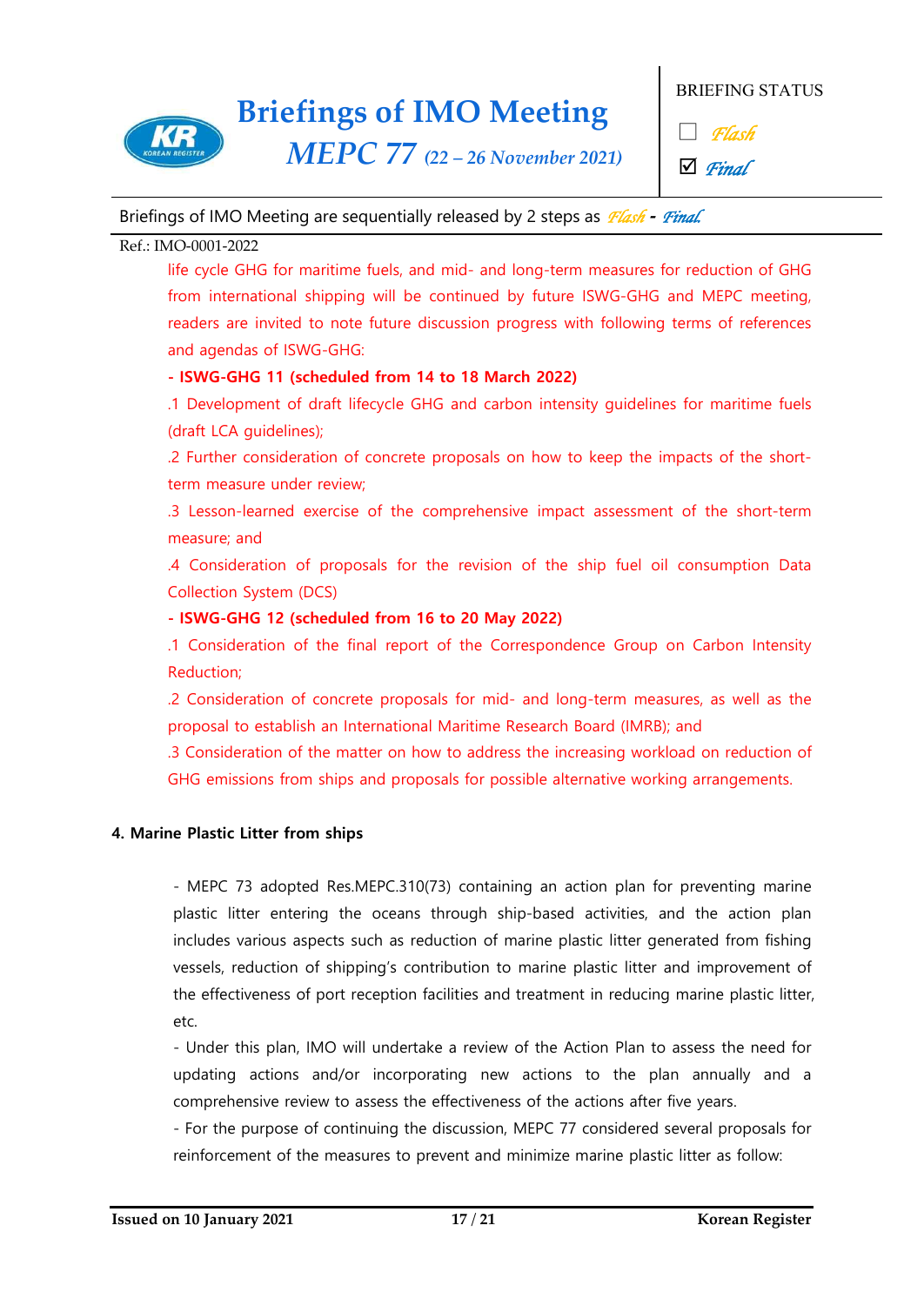life cycle GHG for maritime fuels, and mid- and long-term measures for reduction of GHG from international shipping will be continued by future ISWG-GHG and MEPC meeting, readers are invited to note future discussion progress with following terms of references and agendas of ISWG-GHG:

**- ISWG-GHG 11 (scheduled from 14 to 18 March 2022)**

.1 Development of draft lifecycle GHG and carbon intensity guidelines for maritime fuels (draft LCA guidelines);

.2 Further consideration of concrete proposals on how to keep the impacts of the short-term measure under review;

.3 Lesson-learned exercise of the comprehensive impact assessment of the short-term measure; and

.4 Consideration of proposals for the revision of the ship fuel oil consumption Data Collection System (DCS)

**- ISWG-GHG 12 (scheduled from 16 to 20 May 2022)**

.1 Consideration of the final report of the Correspondence Group on Carbon Intensity Reduction;

.2 Consideration of concrete proposals for mid- and long-term measures, as well as the proposal to establish an International Maritime Research Board (IMRB); and

.3 Consideration of the matter on how to address the increasing workload on reduction of GHG emissions from ships and proposals for possible alternative working arrangements.

**4. Marine Plastic Litter from ships**

- MEPC 73 adopted Res.MEPC.310(73) containing an action plan for preventing marine plastic litter entering the oceans through ship-based activities, and the action plan includes various aspects such as reduction of marine plastic litter generated from fishing vessels, reduction of shipping's contribution to marine plastic litter and improvement of the effectiveness of port reception facilities and treatment in reducing marine plastic litter, etc.
- Under this plan, IMO will undertake a review of the Action Plan to assess the need for updating actions and/or incorporating new actions to the plan annually and a comprehensive review to assess the effectiveness of the actions after five years.
- For the purpose of continuing the discussion, MEPC 77 considered several proposals for reinforcement of the measures to prevent and minimize marine plastic litter as follow: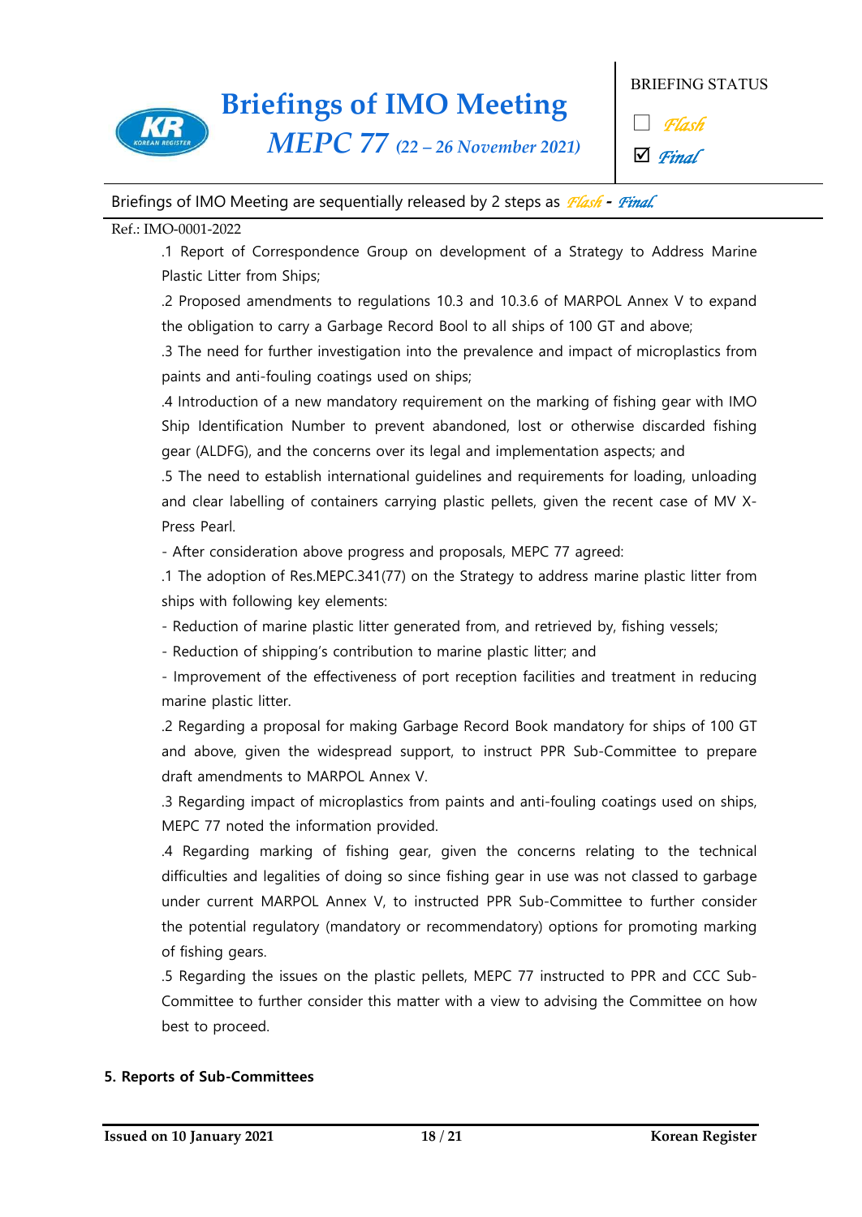.1 Report of Correspondence Group on development of a Strategy to Address Marine Plastic Litter from Ships;

.2 Proposed amendments to regulations 10.3 and 10.3.6 of MARPOL Annex V to expand the obligation to carry a Garbage Record Bool to all ships of 100 GT and above;

.3 The need for further investigation into the prevalence and impact of microplastics from paints and anti-fouling coatings used on ships;

.4 Introduction of a new mandatory requirement on the marking of fishing gear with IMO Ship Identification Number to prevent abandoned, lost or otherwise discarded fishing gear (ALDFG), and the concerns over its legal and implementation aspects; and

.5 The need to establish international guidelines and requirements for loading, unloading and clear labelling of containers carrying plastic pellets, given the recent case of MV X-Press Pearl.

- After consideration above progress and proposals, MEPC 77 agreed:

.1 The adoption of Res.MEPC.341(77) on the Strategy to address marine plastic litter from ships with following key elements:

- Reduction of marine plastic litter generated from, and retrieved by, fishing vessels;
- Reduction of shipping's contribution to marine plastic litter; and
- Improvement of the effectiveness of port reception facilities and treatment in reducing marine plastic litter.

.2 Regarding a proposal for making Garbage Record Book mandatory for ships of 100 GT and above, given the widespread support, to instruct PPR Sub-Committee to prepare draft amendments to MARPOL Annex V.

.3 Regarding impact of microplastics from paints and anti-fouling coatings used on ships, MEPC 77 noted the information provided.

.4 Regarding marking of fishing gear, given the concerns relating to the technical difficulties and legalities of doing so since fishing gear in use was not classed to garbage under current MARPOL Annex V, to instructed PPR Sub-Committee to further consider the potential regulatory (mandatory or recommendatory) options for promoting marking of fishing gears.

.5 Regarding the issues on the plastic pellets, MEPC 77 instructed to PPR and CCC Sub-Committee to further consider this matter with a view to advising the Committee on how best to proceed.

**5. Reports of Sub-Committees**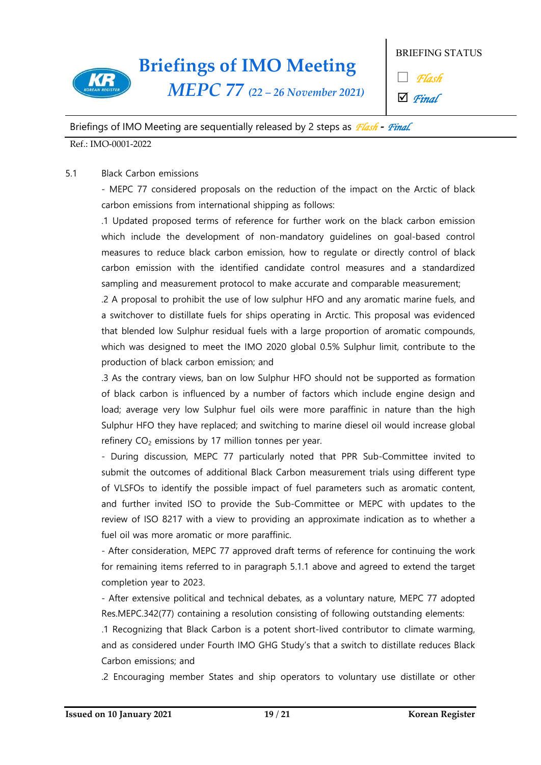5.1 Black Carbon emissions

- MEPC 77 considered proposals on the reduction of the impact on the Arctic of black carbon emissions from international shipping as follows:

.1 Updated proposed terms of reference for further work on the black carbon emission which include the development of non-mandatory guidelines on goal-based control measures to reduce black carbon emission, how to regulate or directly control of black carbon emission with the identified candidate control measures and a standardized sampling and measurement protocol to make accurate and comparable measurement;

.2 A proposal to prohibit the use of low sulphur HFO and any aromatic marine fuels, and a switchover to distillate fuels for ships operating in Arctic. This proposal was evidenced that blended low Sulphur residual fuels with a large proportion of aromatic compounds, which was designed to meet the IMO 2020 global 0.5% Sulphur limit, contribute to the production of black carbon emission; and

.3 As the contrary views, ban on low Sulphur HFO should not be supported as formation of black carbon is influenced by a number of factors which include engine design and load; average very low Sulphur fuel oils were more paraffinic in nature than the high Sulphur HFO they have replaced; and switching to marine diesel oil would increase global refinery $CO_2$ emissions by 17 million tonnes per year.

- During discussion, MEPC 77 particularly noted that PPR Sub-Committee invited to submit the outcomes of additional Black Carbon measurement trials using different type of VLSFOs to identify the possible impact of fuel parameters such as aromatic content, and further invited ISO to provide the Sub-Committee or MEPC with updates to the review of ISO 8217 with a view to providing an approximate indication as to whether a fuel oil was more aromatic or more paraffinic.

- After consideration, MEPC 77 approved draft terms of reference for continuing the work for remaining items referred to in paragraph 5.1.1 above and agreed to extend the target completion year to 2023.

- After extensive political and technical debates, as a voluntary nature, MEPC 77 adopted Res.MEPC.342(77) containing a resolution consisting of following outstanding elements:

.1 Recognizing that Black Carbon is a potent short-lived contributor to climate warming, and as considered under Fourth IMO GHG Study's that a switch to distillate reduces Black Carbon emissions; and

.2 Encouraging member States and ship operators to voluntary use distillate or other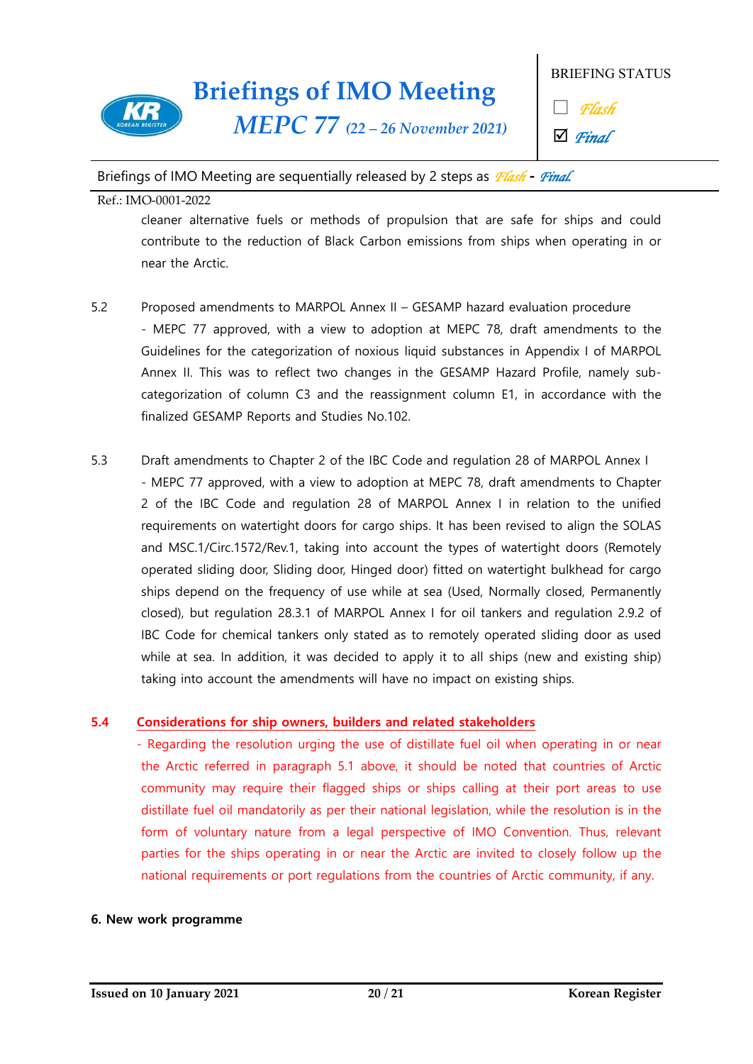cleaner alternative fuels or methods of propulsion that are safe for ships and could contribute to the reduction of Black Carbon emissions from ships when operating in or near the Arctic.

5.2 Proposed amendments to MARPOL Annex II – GESAMP hazard evaluation procedure

- MEPC 77 approved, with a view to adoption at MEPC 78, draft amendments to the Guidelines for the categorization of noxious liquid substances in Appendix I of MARPOL Annex II. This was to reflect two changes in the GESAMP Hazard Profile, namely sub-categorization of column C3 and the reassignment column E1, in accordance with the finalized GESAMP Reports and Studies No.102.

5.3 Draft amendments to Chapter 2 of the IBC Code and regulation 28 of MARPOL Annex I

- MEPC 77 approved, with a view to adoption at MEPC 78, draft amendments to Chapter 2 of the IBC Code and regulation 28 of MARPOL Annex I in relation to the unified requirements on watertight doors for cargo ships. It has been revised to align the SOLAS and MSC.1/Circ.1572/Rev.1, taking into account the types of watertight doors (Remotely operated sliding door, Sliding door, Hinged door) fitted on watertight bulkhead for cargo ships depend on the frequency of use while at sea (Used, Normally closed, Permanently closed), but regulation 28.3.1 of MARPOL Annex I for oil tankers and regulation 2.9.2 of IBC Code for chemical tankers only stated as to remotely operated sliding door as used while at sea. In addition, it was decided to apply it to all ships (new and existing ship) taking into account the amendments will have no impact on existing ships.

**5.4 Considerations for ship owners, builders and related stakeholders**

- Regarding the resolution urging the use of distillate fuel oil when operating in or near the Arctic referred in paragraph 5.1 above, it should be noted that countries of Arctic community may require their flagged ships or ships calling at their port areas to use distillate fuel oil mandatorily as per their national legislation, while the resolution is in the form of voluntary nature from a legal perspective of IMO Convention. Thus, relevant parties for the ships operating in or near the Arctic are invited to closely follow up the national requirements or port regulations from the countries of Arctic community, if any.

**6. New work programme**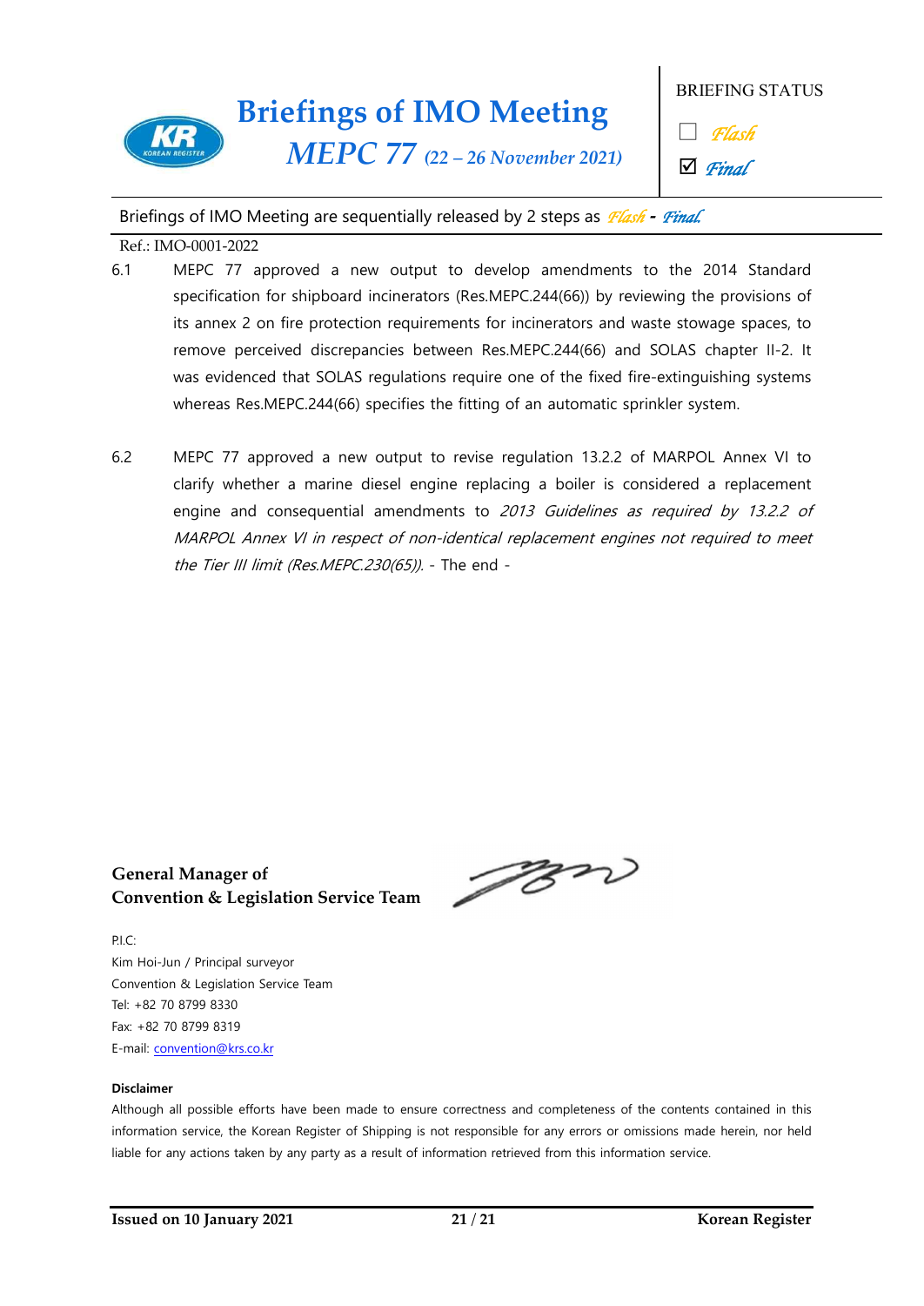# Briefings of IMO Meeting

## *MEPC 77 (22 – 26 November 2021)*

BRIEFING STATUS

☐ *Flash*

☑ *Final*

Briefings of IMO Meeting are sequentially released by 2 steps as *Flash* - *Final*.

Ref.: IMO-0001-2022

6.1 MEPC 77 approved a new output to develop amendments to the 2014 Standard specification for shipboard incinerators (Res.MEPC.244(66)) by reviewing the provisions of its annex 2 on fire protection requirements for incinerators and waste stowage spaces, to remove perceived discrepancies between Res.MEPC.244(66) and SOLAS chapter II-2. It was evidenced that SOLAS regulations require one of the fixed fire-extinguishing systems whereas Res.MEPC.244(66) specifies the fitting of an automatic sprinkler system.

6.2 MEPC 77 approved a new output to revise regulation 13.2.2 of MARPOL Annex VI to clarify whether a marine diesel engine replacing a boiler is considered a replacement engine and consequential amendments to *2013 Guidelines as required by 13.2.2 of MARPOL Annex VI in respect of non-identical replacement engines not required to meet the Tier III limit (Res.MEPC.230(65))*. - The end -

**General Manager of**
**Convention & Legislation Service Team**

P.I.C:
Kim Hoi-Jun / Principal surveyor
Convention & Legislation Service Team
Tel: +82 70 8799 8330
Fax: +82 70 8799 8319
E-mail: convention@krs.co.kr

**Disclaimer**

Although all possible efforts have been made to ensure correctness and completeness of the contents contained in this information service, the Korean Register of Shipping is not responsible for any errors or omissions made herein, nor held liable for any actions taken by any party as a result of information retrieved from this information service.

**Issued on 10 January 2021** **Korean Register**